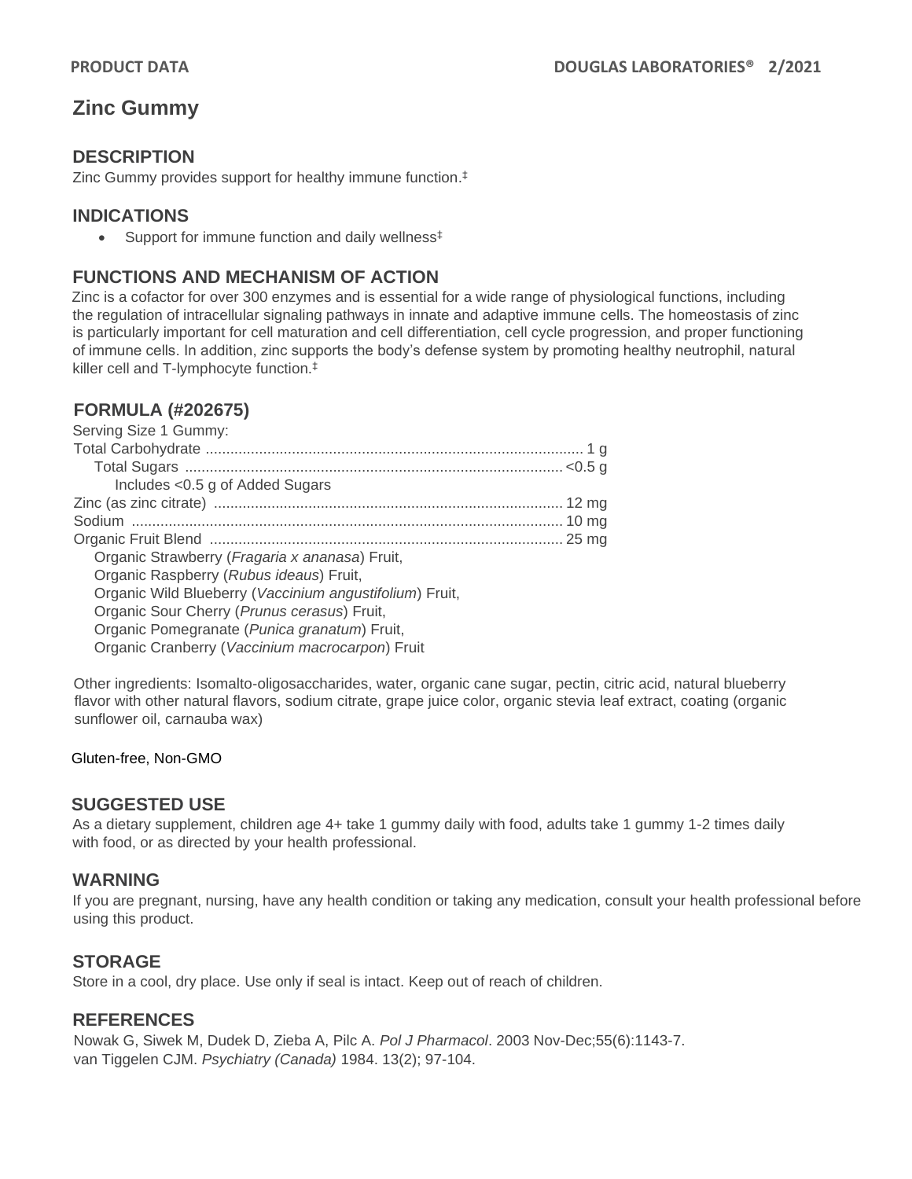# Zinc Gummy

## DESCRIPTION

Zinc Gummy provides support for healthy immune function.‡

## INDICATIONS

- Support for immune function and daily wellness‡

## FUNCTIONS AND MECHANISM OF ACTION

Zinc is a cofactor for over 300 enzymes and is essential for a wide range of physiological functions, including the regulation of intracellular signaling pathways in innate and adaptive immune cells. The homeostasis of zinc is particularly important for cell maturation and cell differentiation, cell cycle progression, and proper functioning of immune cells. In addition, zinc supports the body's defense system by promoting healthy neutrophil, natural killer cell and T-lymphocyte function.‡

## FORMULA (#202675)

Serving Size 1 Gummy:

| | |
|---|---|
| Total Carbohydrate | 1 g |
| Total Sugars | <0.5 g |
| Includes <0.5 g of Added Sugars | |
| Zinc (as zinc citrate) | 12 mg |
| Sodium | 10 mg |
| Organic Fruit Blend | 25 mg |

Organic Strawberry (*Fragaria x ananasa*) Fruit,
Organic Raspberry (*Rubus ideaus*) Fruit,
Organic Wild Blueberry (*Vaccinium angustifolium*) Fruit,
Organic Sour Cherry (*Prunus cerasus*) Fruit,
Organic Pomegranate (*Punica granatum*) Fruit,
Organic Cranberry (*Vaccinium macrocarpon*) Fruit

Other ingredients: Isomalto-oligosaccharides, water, organic cane sugar, pectin, citric acid, natural blueberry flavor with other natural flavors, sodium citrate, grape juice color, organic stevia leaf extract, coating (organic sunflower oil, carnauba wax)

Gluten-free, Non-GMO

## SUGGESTED USE

As a dietary supplement, children age 4+ take 1 gummy daily with food, adults take 1 gummy 1-2 times daily with food, or as directed by your health professional.

## WARNING

If you are pregnant, nursing, have any health condition or taking any medication, consult your health professional before using this product.

## STORAGE

Store in a cool, dry place. Use only if seal is intact. Keep out of reach of children.

## REFERENCES

Nowak G, Siwek M, Dudek D, Zieba A, Pilc A. *Pol J Pharmacol*. 2003 Nov-Dec;55(6):1143-7.
van Tiggelen CJM. *Psychiatry (Canada)* 1984. 13(2); 97-104.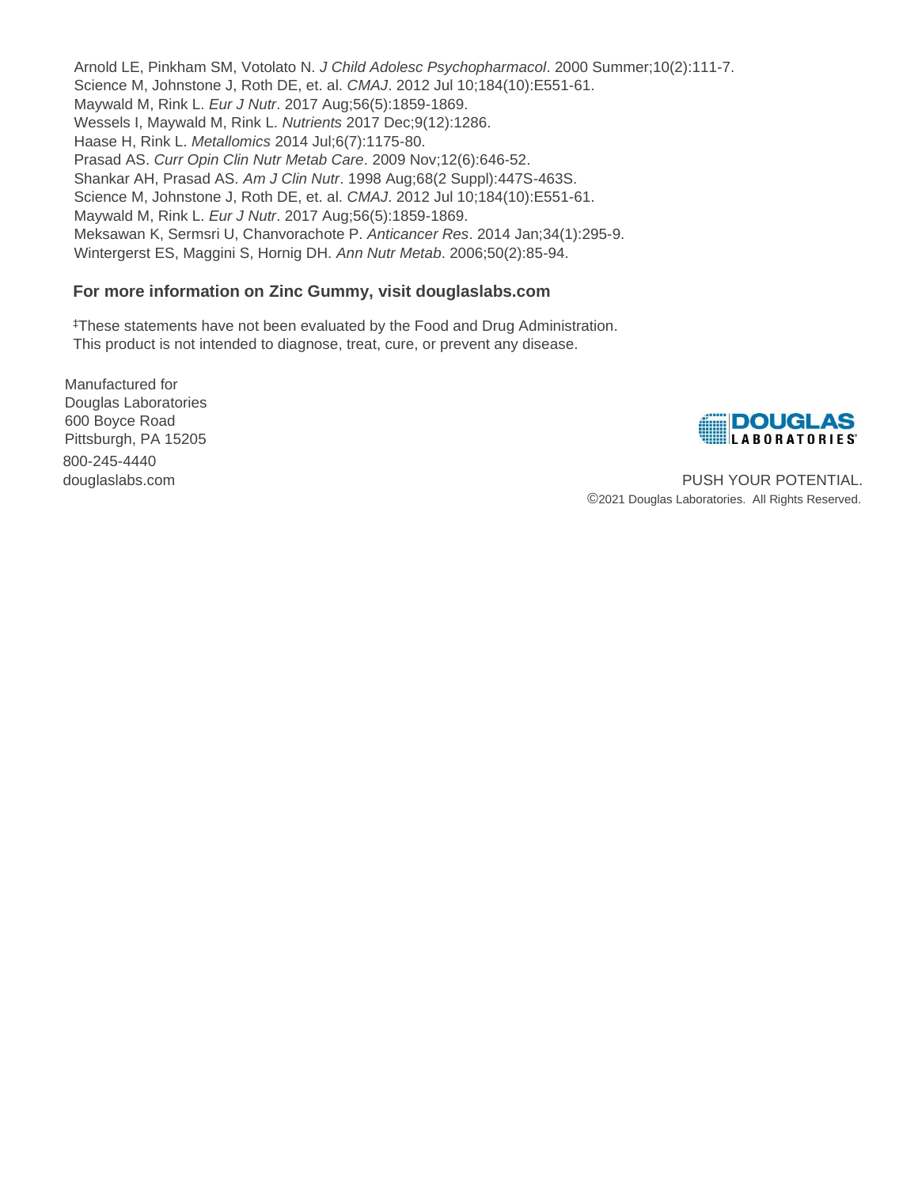Arnold LE, Pinkham SM, Votolato N. *J Child Adolesc Psychopharmacol*. 2000 Summer;10(2):111-7.
Science M, Johnstone J, Roth DE, et. al. *CMAJ*. 2012 Jul 10;184(10):E551-61.
Maywald M, Rink L. *Eur J Nutr*. 2017 Aug;56(5):1859-1869.
Wessels I, Maywald M, Rink L. *Nutrients* 2017 Dec;9(12):1286.
Haase H, Rink L. *Metallomics* 2014 Jul;6(7):1175-80.
Prasad AS. *Curr Opin Clin Nutr Metab Care*. 2009 Nov;12(6):646-52.
Shankar AH, Prasad AS. *Am J Clin Nutr*. 1998 Aug;68(2 Suppl):447S-463S.
Science M, Johnstone J, Roth DE, et. al. *CMAJ*. 2012 Jul 10;184(10):E551-61.
Maywald M, Rink L. *Eur J Nutr*. 2017 Aug;56(5):1859-1869.
Meksawan K, Sermsri U, Chanvorachote P. *Anticancer Res*. 2014 Jan;34(1):295-9.
Wintergerst ES, Maggini S, Hornig DH. *Ann Nutr Metab*. 2006;50(2):85-94.

**For more information on Zinc Gummy, visit douglaslabs.com**

‡These statements have not been evaluated by the Food and Drug Administration. This product is not intended to diagnose, treat, cure, or prevent any disease.

Manufactured for
Douglas Laboratories
600 Boyce Road
Pittsburgh, PA 15205
800-245-4440
douglaslabs.com

DOUGLAS LABORATORIES®

PUSH YOUR POTENTIAL.
©2021 Douglas Laboratories. All Rights Reserved.